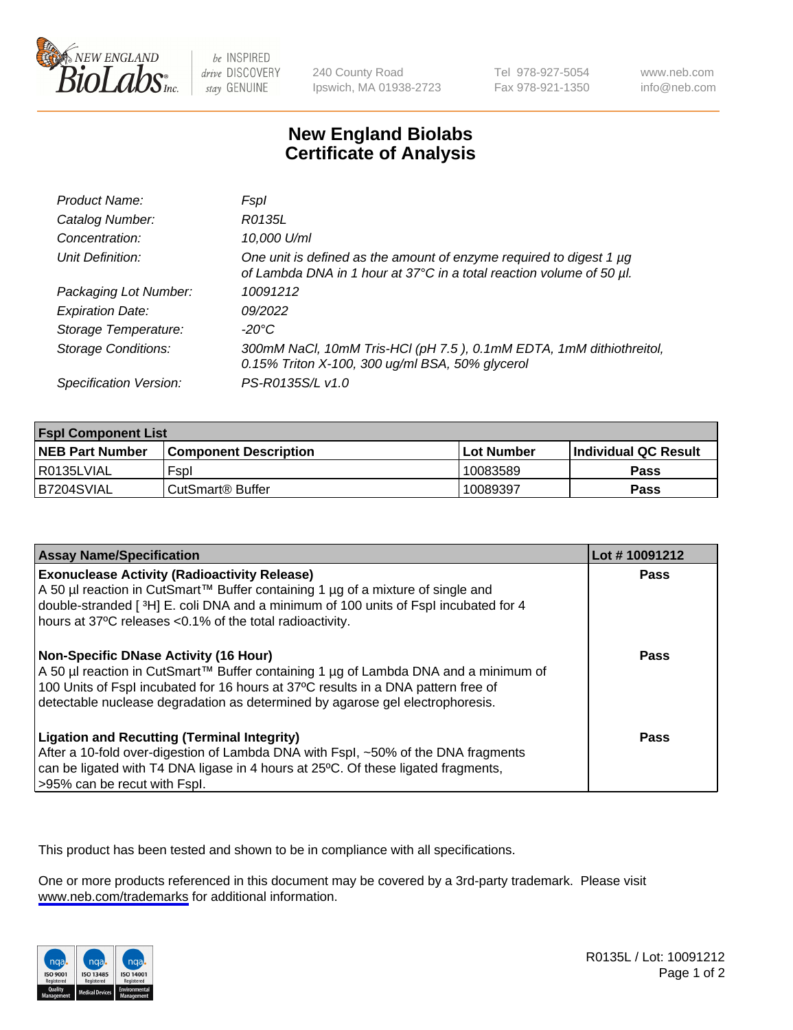New England BioLabs Inc. — be INSPIRED drive DISCOVERY stay GENUINE

240 County Road
Ipswich, MA 01938-2723

Tel 978-927-5054
Fax 978-921-1350

www.neb.com
info@neb.com

# New England Biolabs
# Certificate of Analysis

| | |
|---|---|
| *Product Name:* | *FspI* |
| *Catalog Number:* | *R0135L* |
| *Concentration:* | *10,000 U/ml* |
| *Unit Definition:* | *One unit is defined as the amount of enzyme required to digest 1 µg of Lambda DNA in 1 hour at 37°C in a total reaction volume of 50 µl.* |
| *Packaging Lot Number:* | *10091212* |
| *Expiration Date:* | *09/2022* |
| *Storage Temperature:* | *-20°C* |
| *Storage Conditions:* | *300mM NaCl, 10mM Tris-HCl (pH 7.5 ), 0.1mM EDTA, 1mM dithiothreitol, 0.15% Triton X-100, 300 ug/ml BSA, 50% glycerol* |
| *Specification Version:* | *PS-R0135S/L v1.0* |

| **FspI Component List** | | | |
|---|---|---|---|
| **NEB Part Number** | **Component Description** | **Lot Number** | **Individual QC Result** |
| R0135LVIAL | FspI | 10083589 | **Pass** |
| B7204SVIAL | CutSmart® Buffer | 10089397 | **Pass** |

| **Assay Name/Specification** | **Lot # 10091212** |
|---|---|
| **Exonuclease Activity (Radioactivity Release)**<br>A 50 µl reaction in CutSmart™ Buffer containing 1 µg of a mixture of single and double-stranded [ $^3$H] E. coli DNA and a minimum of 100 units of FspI incubated for 4 hours at 37ºC releases <0.1% of the total radioactivity. | **Pass** |
| **Non-Specific DNase Activity (16 Hour)**<br>A 50 µl reaction in CutSmart™ Buffer containing 1 µg of Lambda DNA and a minimum of 100 Units of FspI incubated for 16 hours at 37ºC results in a DNA pattern free of detectable nuclease degradation as determined by agarose gel electrophoresis. | **Pass** |
| **Ligation and Recutting (Terminal Integrity)**<br>After a 10-fold over-digestion of Lambda DNA with FspI, ~50% of the DNA fragments can be ligated with T4 DNA ligase in 4 hours at 25ºC. Of these ligated fragments, >95% can be recut with FspI. | **Pass** |

This product has been tested and shown to be in compliance with all specifications.

One or more products referenced in this document may be covered by a 3rd-party trademark. Please visit www.neb.com/trademarks for additional information.

R0135L / Lot: 10091212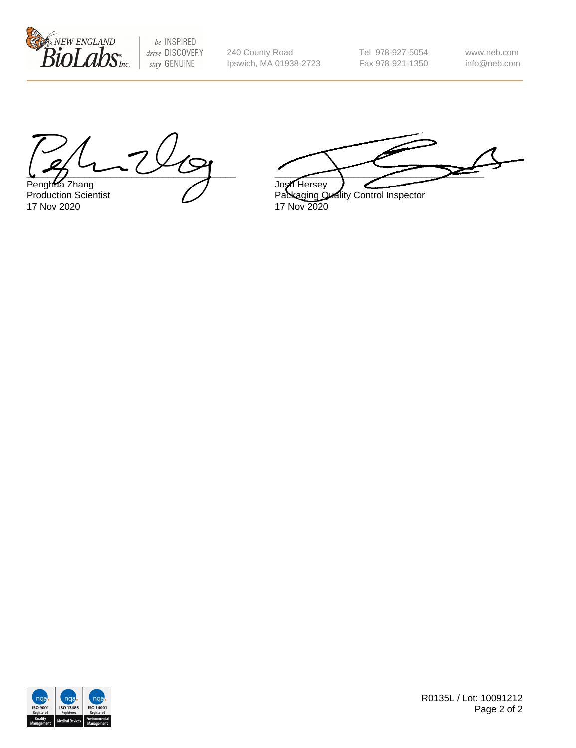Penghua Zhang
Production Scientist
17 Nov 2020

Josh Hersey
Packaging Quality Control Inspector
17 Nov 2020

R0135L / Lot: 10091212